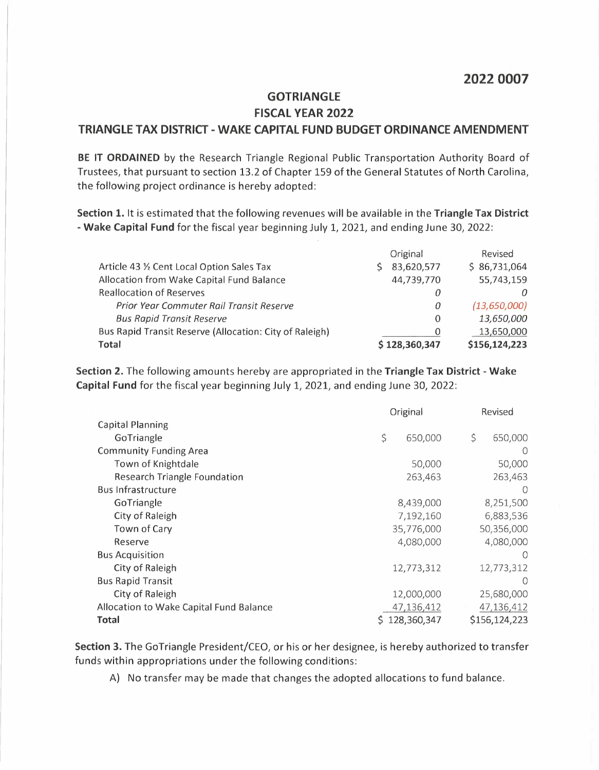**2022 0007**

# GOTRIANGLE
## FISCAL YEAR 2022
## TRIANGLE TAX DISTRICT - WAKE CAPITAL FUND BUDGET ORDINANCE AMENDMENT

**BE IT ORDAINED** by the Research Triangle Regional Public Transportation Authority Board of Trustees, that pursuant to section 13.2 of Chapter 159 of the General Statutes of North Carolina, the following project ordinance is hereby adopted:

**Section 1.** It is estimated that the following revenues will be available in the **Triangle Tax District - Wake Capital Fund** for the fiscal year beginning July 1, 2021, and ending June 30, 2022:

| | Original | Revised |
|---|---|---|
| Article 43 ½ Cent Local Option Sales Tax | $ 83,620,577 | $ 86,731,064 |
| Allocation from Wake Capital Fund Balance | 44,739,770 | 55,743,159 |
| Reallocation of Reserves | *0* | *0* |
| *Prior Year Commuter Rail Transit Reserve* | *0* | *(13,650,000)* |
| *Bus Rapid Transit Reserve* | 0 | *13,650,000* |
| Bus Rapid Transit Reserve (Allocation: City of Raleigh) | 0 | 13,650,000 |
| **Total** | **$ 128,360,347** | **$156,124,223** |

**Section 2.** The following amounts hereby are appropriated in the **Triangle Tax District - Wake Capital Fund** for the fiscal year beginning July 1, 2021, and ending June 30, 2022:

| | Original | Revised |
|---|---|---|
| Capital Planning | | |
| GoTriangle | $ 650,000 | $ 650,000 |
| Community Funding Area | | 0 |
| Town of Knightdale | 50,000 | 50,000 |
| Research Triangle Foundation | 263,463 | 263,463 |
| Bus Infrastructure | | 0 |
| GoTriangle | 8,439,000 | 8,251,500 |
| City of Raleigh | 7,192,160 | 6,883,536 |
| Town of Cary | 35,776,000 | 50,356,000 |
| Reserve | 4,080,000 | 4,080,000 |
| Bus Acquisition | | 0 |
| City of Raleigh | 12,773,312 | 12,773,312 |
| Bus Rapid Transit | | 0 |
| City of Raleigh | 12,000,000 | 25,680,000 |
| Allocation to Wake Capital Fund Balance | 47,136,412 | 47,136,412 |
| **Total** | $ 128,360,347 | $156,124,223 |

**Section 3.** The GoTriangle President/CEO, or his or her designee, is hereby authorized to transfer funds within appropriations under the following conditions:

A) No transfer may be made that changes the adopted allocations to fund balance.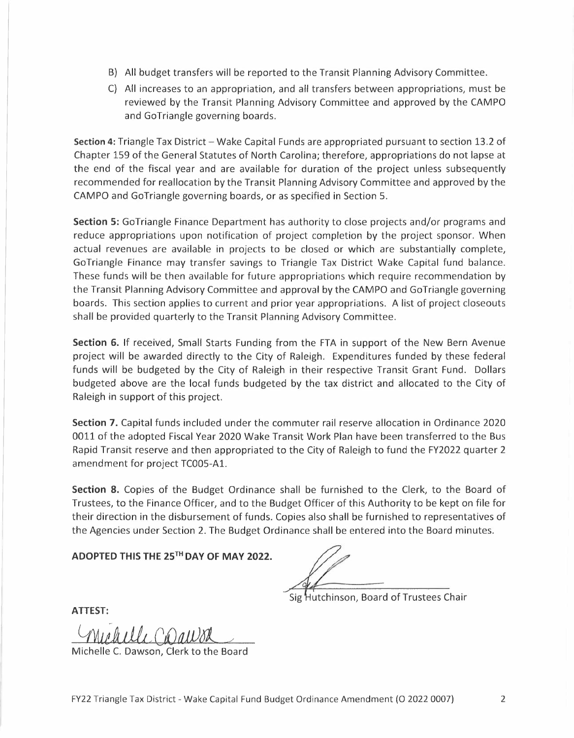B) All budget transfers will be reported to the Transit Planning Advisory Committee.

C) All increases to an appropriation, and all transfers between appropriations, must be reviewed by the Transit Planning Advisory Committee and approved by the CAMPO and GoTriangle governing boards.

**Section 4:** Triangle Tax District – Wake Capital Funds are appropriated pursuant to section 13.2 of Chapter 159 of the General Statutes of North Carolina; therefore, appropriations do not lapse at the end of the fiscal year and are available for duration of the project unless subsequently recommended for reallocation by the Transit Planning Advisory Committee and approved by the CAMPO and GoTriangle governing boards, or as specified in Section 5.

**Section 5:** GoTriangle Finance Department has authority to close projects and/or programs and reduce appropriations upon notification of project completion by the project sponsor. When actual revenues are available in projects to be closed or which are substantially complete, GoTriangle Finance may transfer savings to Triangle Tax District Wake Capital fund balance. These funds will be then available for future appropriations which require recommendation by the Transit Planning Advisory Committee and approval by the CAMPO and GoTriangle governing boards. This section applies to current and prior year appropriations. A list of project closeouts shall be provided quarterly to the Transit Planning Advisory Committee.

**Section 6.** If received, Small Starts Funding from the FTA in support of the New Bern Avenue project will be awarded directly to the City of Raleigh. Expenditures funded by these federal funds will be budgeted by the City of Raleigh in their respective Transit Grant Fund. Dollars budgeted above are the local funds budgeted by the tax district and allocated to the City of Raleigh in support of this project.

**Section 7.** Capital funds included under the commuter rail reserve allocation in Ordinance 2020 0011 of the adopted Fiscal Year 2020 Wake Transit Work Plan have been transferred to the Bus Rapid Transit reserve and then appropriated to the City of Raleigh to fund the FY2022 quarter 2 amendment for project TC005-A1.

**Section 8.** Copies of the Budget Ordinance shall be furnished to the Clerk, to the Board of Trustees, to the Finance Officer, and to the Budget Officer of this Authority to be kept on file for their direction in the disbursement of funds. Copies also shall be furnished to representatives of the Agencies under Section 2. The Budget Ordinance shall be entered into the Board minutes.

**ADOPTED THIS THE 25TH DAY OF MAY 2022.**

Sig Hutchinson, Board of Trustees Chair

**ATTEST:**

Michelle C. Dawson, Clerk to the Board

FY22 Triangle Tax District - Wake Capital Fund Budget Ordinance Amendment (O 2022 0007)